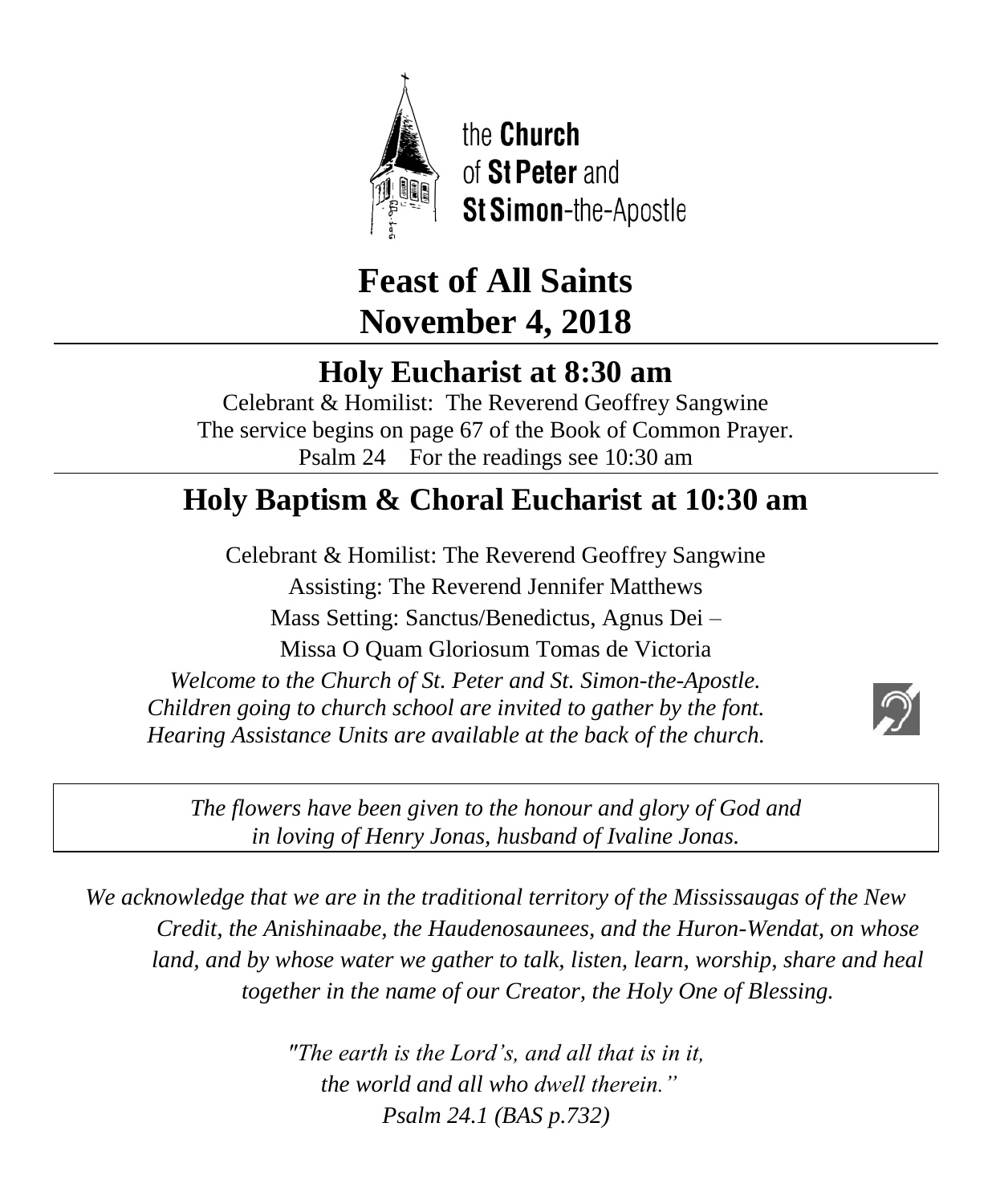the **Church** of **St Peter** and **St Simon**-the-Apostle

# Feast of All Saints
# November 4, 2018

## Holy Eucharist at 8:30 am

Celebrant & Homilist: The Reverend Geoffrey Sangwine
The service begins on page 67 of the Book of Common Prayer.
Psalm 24 For the readings see 10:30 am

## Holy Baptism & Choral Eucharist at 10:30 am

Celebrant & Homilist: The Reverend Geoffrey Sangwine
Assisting: The Reverend Jennifer Matthews
Mass Setting: Sanctus/Benedictus, Agnus Dei –
Missa O Quam Gloriosum Tomas de Victoria

*Welcome to the Church of St. Peter and St. Simon-the-Apostle.*
*Children going to church school are invited to gather by the font.*
*Hearing Assistance Units are available at the back of the church.*

*The flowers have been given to the honour and glory of God and in loving of Henry Jonas, husband of Ivaline Jonas.*

*We acknowledge that we are in the traditional territory of the Mississaugas of the New Credit, the Anishinaabe, the Haudenosaunees, and the Huron-Wendat, on whose land, and by whose water we gather to talk, listen, learn, worship, share and heal together in the name of our Creator, the Holy One of Blessing.*

*"The earth is the Lord's, and all that is in it,*
*the world and all who dwell therein."*
*Psalm 24.1 (BAS p.732)*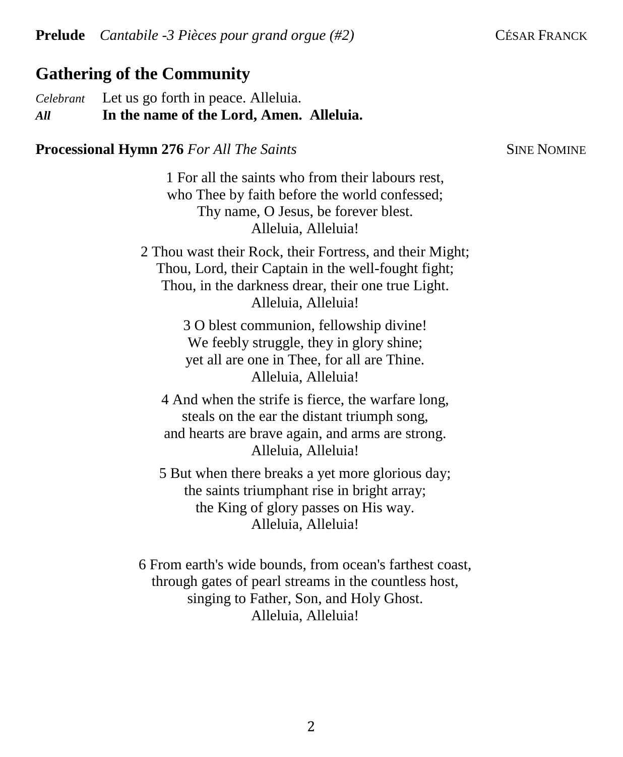**Prelude** *Cantabile -3 Pièces pour grand orgue (#2)* CÉSAR FRANCK

## Gathering of the Community

*Celebrant* Let us go forth in peace. Alleluia.
***All*** **In the name of the Lord, Amen. Alleluia.**

**Processional Hymn 276** *For All The Saints* SINE NOMINE

1 For all the saints who from their labours rest,
who Thee by faith before the world confessed;
Thy name, O Jesus, be forever blest.
Alleluia, Alleluia!

2 Thou wast their Rock, their Fortress, and their Might;
Thou, Lord, their Captain in the well-fought fight;
Thou, in the darkness drear, their one true Light.
Alleluia, Alleluia!

3 O blest communion, fellowship divine!
We feebly struggle, they in glory shine;
yet all are one in Thee, for all are Thine.
Alleluia, Alleluia!

4 And when the strife is fierce, the warfare long,
steals on the ear the distant triumph song,
and hearts are brave again, and arms are strong.
Alleluia, Alleluia!

5 But when there breaks a yet more glorious day;
the saints triumphant rise in bright array;
the King of glory passes on His way.
Alleluia, Alleluia!

6 From earth's wide bounds, from ocean's farthest coast,
through gates of pearl streams in the countless host,
singing to Father, Son, and Holy Ghost.
Alleluia, Alleluia!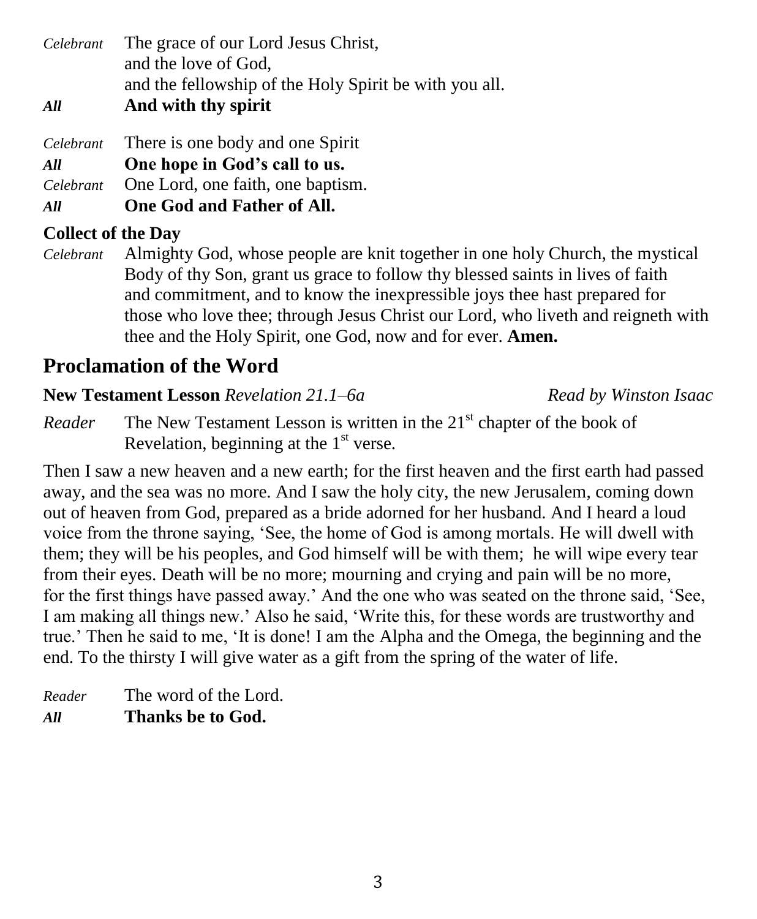*Celebrant* The grace of our Lord Jesus Christ,
and the love of God,
and the fellowship of the Holy Spirit be with you all.

***All*** **And with thy spirit**

*Celebrant* There is one body and one Spirit

***All*** **One hope in God's call to us.**

*Celebrant* One Lord, one faith, one baptism.

***All*** **One God and Father of All.**

**Collect of the Day**

*Celebrant* Almighty God, whose people are knit together in one holy Church, the mystical Body of thy Son, grant us grace to follow thy blessed saints in lives of faith and commitment, and to know the inexpressible joys thee hast prepared for those who love thee; through Jesus Christ our Lord, who liveth and reigneth with thee and the Holy Spirit, one God, now and for ever. **Amen.**

## Proclamation of the Word

**New Testament Lesson** *Revelation 21.1–6a* *Read by Winston Isaac*

*Reader* The New Testament Lesson is written in the 21st chapter of the book of Revelation, beginning at the 1st verse.

Then I saw a new heaven and a new earth; for the first heaven and the first earth had passed away, and the sea was no more. And I saw the holy city, the new Jerusalem, coming down out of heaven from God, prepared as a bride adorned for her husband. And I heard a loud voice from the throne saying, 'See, the home of God is among mortals. He will dwell with them; they will be his peoples, and God himself will be with them; he will wipe every tear from their eyes. Death will be no more; mourning and crying and pain will be no more, for the first things have passed away.' And the one who was seated on the throne said, 'See, I am making all things new.' Also he said, 'Write this, for these words are trustworthy and true.' Then he said to me, 'It is done! I am the Alpha and the Omega, the beginning and the end. To the thirsty I will give water as a gift from the spring of the water of life.

*Reader* The word of the Lord.

***All*** **Thanks be to God.**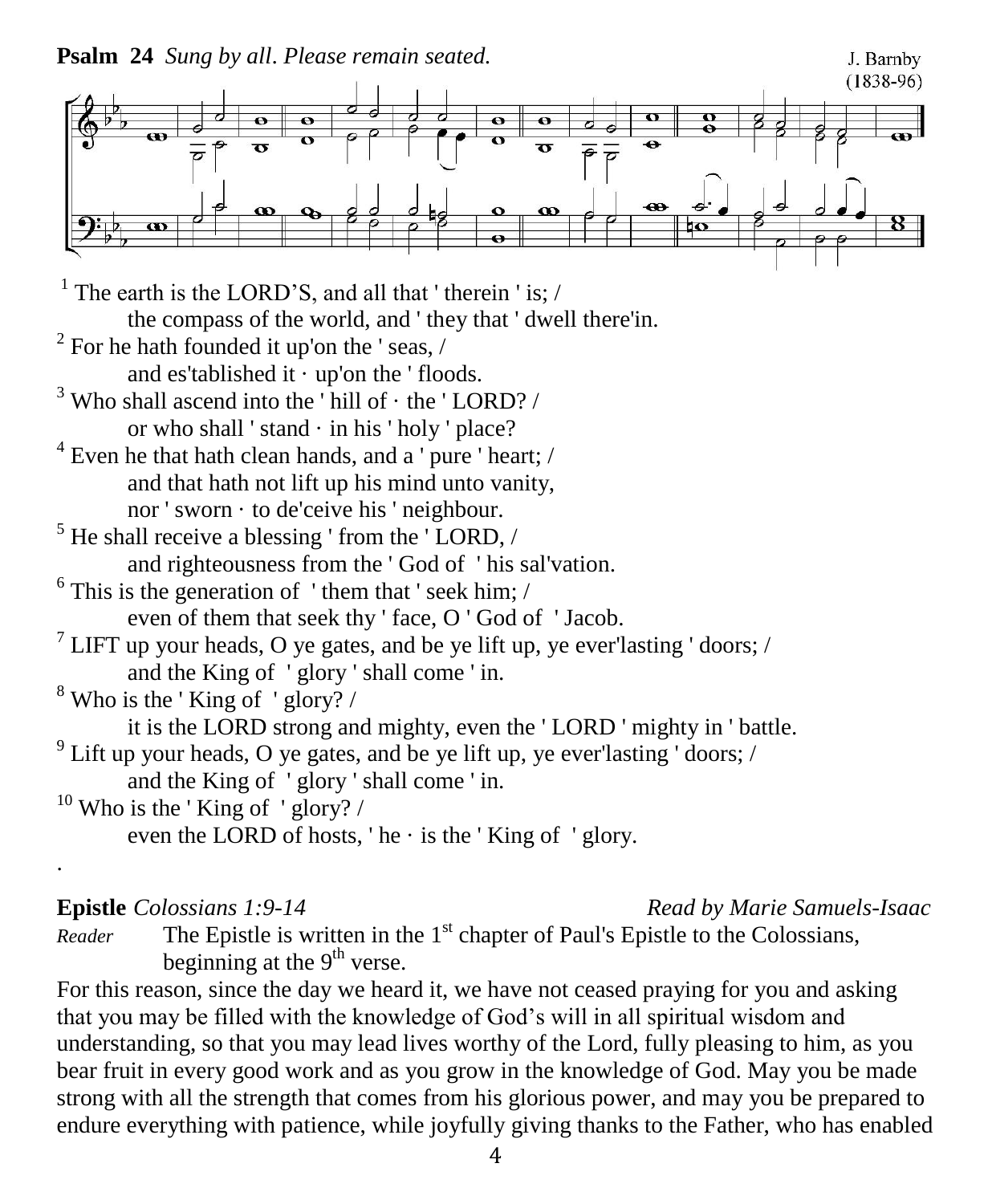**Psalm 24** *Sung by all. Please remain seated.*

J. Barnby (1838-96)

[1] The earth is the LORD'S, and all that ' therein ' is; /
the compass of the world, and ' they that ' dwell there'in.
[2] For he hath founded it up'on the ' seas, /
and es'tablished it · up'on the ' floods.
[3] Who shall ascend into the ' hill of · the ' LORD? /
or who shall ' stand · in his ' holy ' place?
[4] Even he that hath clean hands, and a ' pure ' heart; /
and that hath not lift up his mind unto vanity,
nor ' sworn · to de'ceive his ' neighbour.
[5] He shall receive a blessing ' from the ' LORD, /
and righteousness from the ' God of ' his sal'vation.
[6] This is the generation of ' them that ' seek him; /
even of them that seek thy ' face, O ' God of ' Jacob.
[7] LIFT up your heads, O ye gates, and be ye lift up, ye ever'lasting ' doors; /
and the King of ' glory ' shall come ' in.
[8] Who is the ' King of ' glory? /
it is the LORD strong and mighty, even the ' LORD ' mighty in ' battle.
[9] Lift up your heads, O ye gates, and be ye lift up, ye ever'lasting ' doors; /
and the King of ' glory ' shall come ' in.
[10] Who is the ' King of ' glory? /
even the LORD of hosts, ' he · is the ' King of ' glory.

.

**Epistle** *Colossians 1:9-14* *Read by Marie Samuels-Isaac*

*Reader* The Epistle is written in the 1st chapter of Paul's Epistle to the Colossians, beginning at the 9th verse.

For this reason, since the day we heard it, we have not ceased praying for you and asking that you may be filled with the knowledge of God's will in all spiritual wisdom and understanding, so that you may lead lives worthy of the Lord, fully pleasing to him, as you bear fruit in every good work and as you grow in the knowledge of God. May you be made strong with all the strength that comes from his glorious power, and may you be prepared to endure everything with patience, while joyfully giving thanks to the Father, who has enabled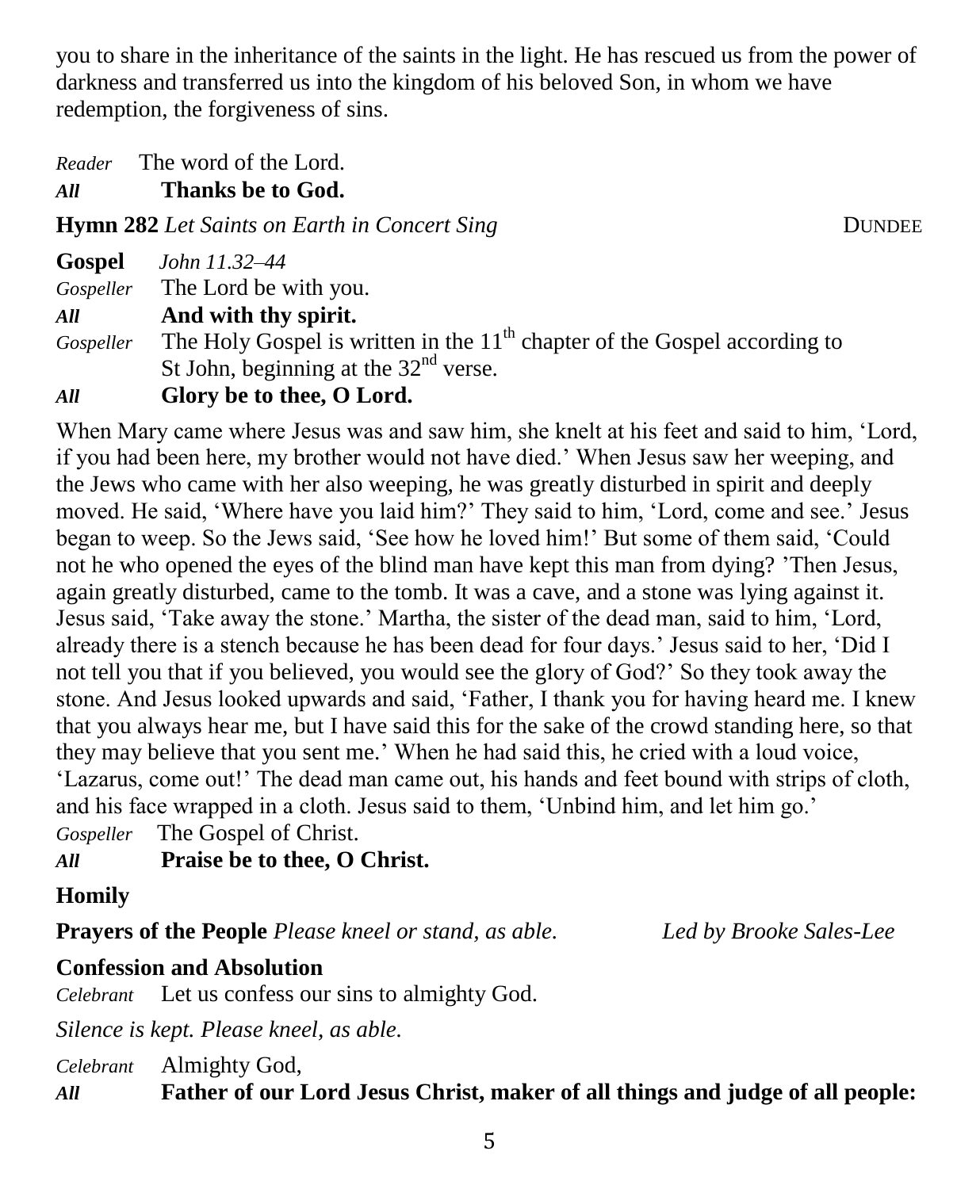you to share in the inheritance of the saints in the light. He has rescued us from the power of darkness and transferred us into the kingdom of his beloved Son, in whom we have redemption, the forgiveness of sins.

*Reader* The word of the Lord.
***All*** **Thanks be to God.**

**Hymn 282** *Let Saints on Earth in Concert Sing* DUNDEE

**Gospel** *John 11.32–44*
*Gospeller* The Lord be with you.
***All*** **And with thy spirit.**
*Gospeller* The Holy Gospel is written in the 11th chapter of the Gospel according to St John, beginning at the 32nd verse.
***All*** **Glory be to thee, O Lord.**

When Mary came where Jesus was and saw him, she knelt at his feet and said to him, 'Lord, if you had been here, my brother would not have died.' When Jesus saw her weeping, and the Jews who came with her also weeping, he was greatly disturbed in spirit and deeply moved. He said, 'Where have you laid him?' They said to him, 'Lord, come and see.' Jesus began to weep. So the Jews said, 'See how he loved him!' But some of them said, 'Could not he who opened the eyes of the blind man have kept this man from dying? 'Then Jesus, again greatly disturbed, came to the tomb. It was a cave, and a stone was lying against it. Jesus said, 'Take away the stone.' Martha, the sister of the dead man, said to him, 'Lord, already there is a stench because he has been dead for four days.' Jesus said to her, 'Did I not tell you that if you believed, you would see the glory of God?' So they took away the stone. And Jesus looked upwards and said, 'Father, I thank you for having heard me. I knew that you always hear me, but I have said this for the sake of the crowd standing here, so that they may believe that you sent me.' When he had said this, he cried with a loud voice, 'Lazarus, come out!' The dead man came out, his hands and feet bound with strips of cloth, and his face wrapped in a cloth. Jesus said to them, 'Unbind him, and let him go.'
*Gospeller* The Gospel of Christ.
***All*** **Praise be to thee, O Christ.**

**Homily**

**Prayers of the People** *Please kneel or stand, as able.* *Led by Brooke Sales-Lee*

**Confession and Absolution**
*Celebrant* Let us confess our sins to almighty God.

*Silence is kept. Please kneel, as able.*

*Celebrant* Almighty God,
***All*** **Father of our Lord Jesus Christ, maker of all things and judge of all people:**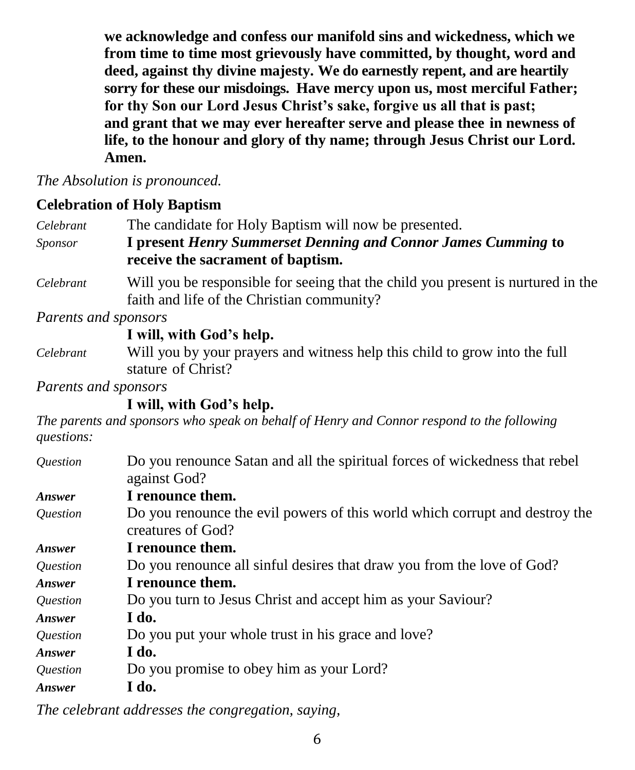**we acknowledge and confess our manifold sins and wickedness, which we from time to time most grievously have committed, by thought, word and deed, against thy divine majesty. We do earnestly repent, and are heartily sorry for these our misdoings. Have mercy upon us, most merciful Father; for thy Son our Lord Jesus Christ's sake, forgive us all that is past; and grant that we may ever hereafter serve and please thee in newness of life, to the honour and glory of thy name; through Jesus Christ our Lord. Amen.**

*The Absolution is pronounced.*

**Celebration of Holy Baptism**

*Celebrant* The candidate for Holy Baptism will now be presented.

*Sponsor* **I present *Henry Summerset Denning and Connor James Cumming* to receive the sacrament of baptism.**

*Celebrant* Will you be responsible for seeing that the child you present is nurtured in the faith and life of the Christian community?

*Parents and sponsors*

**I will, with God's help.**

*Celebrant* Will you by your prayers and witness help this child to grow into the full stature of Christ?

*Parents and sponsors*

**I will, with God's help.**

*The parents and sponsors who speak on behalf of Henry and Connor respond to the following questions:*

*Question* Do you renounce Satan and all the spiritual forces of wickedness that rebel against God?

***Answer*** **I renounce them.**

*Question* Do you renounce the evil powers of this world which corrupt and destroy the creatures of God?

***Answer*** **I renounce them.**

*Question* Do you renounce all sinful desires that draw you from the love of God?

***Answer*** **I renounce them.**

*Question* Do you turn to Jesus Christ and accept him as your Saviour?

***Answer*** **I do.**

*Question* Do you put your whole trust in his grace and love?

***Answer*** **I do.**

*Question* Do you promise to obey him as your Lord?

***Answer*** **I do.**

*The celebrant addresses the congregation, saying,*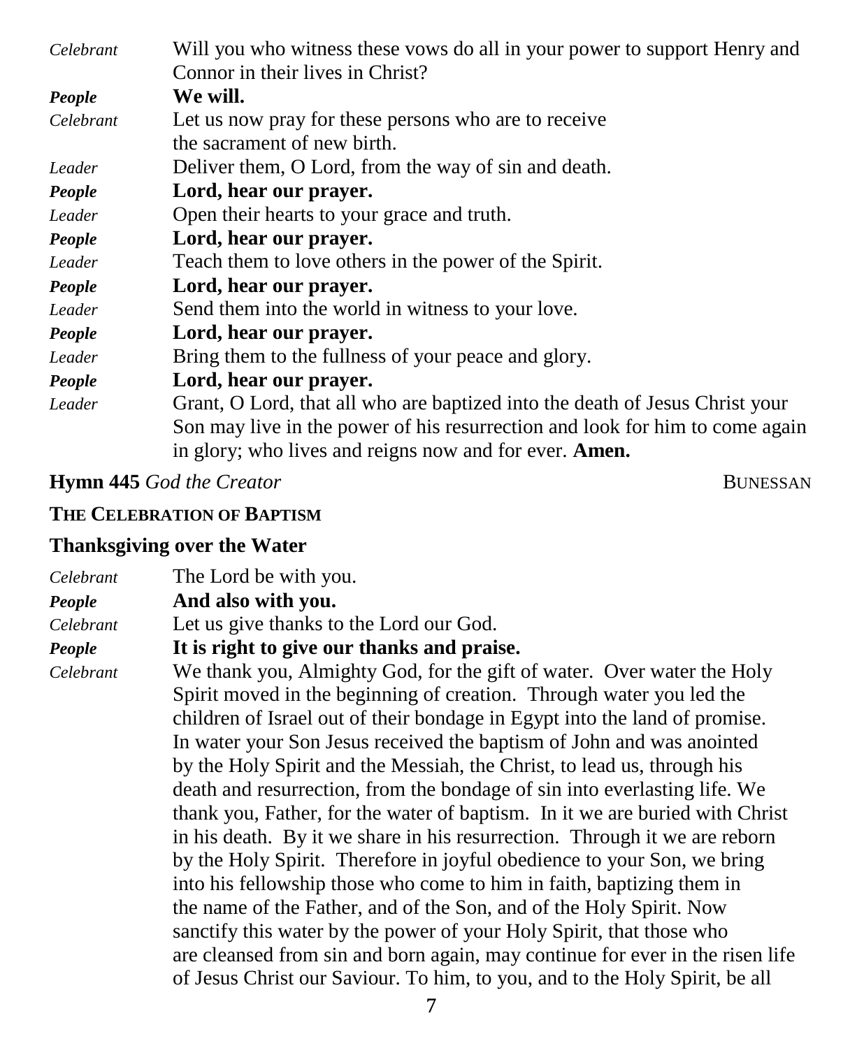*Celebrant* Will you who witness these vows do all in your power to support Henry and Connor in their lives in Christ?

***People*** **We will.**

*Celebrant* Let us now pray for these persons who are to receive the sacrament of new birth.

*Leader* Deliver them, O Lord, from the way of sin and death.

***People*** **Lord, hear our prayer.**

*Leader* Open their hearts to your grace and truth.

***People*** **Lord, hear our prayer.**

*Leader* Teach them to love others in the power of the Spirit.

***People*** **Lord, hear our prayer.**

*Leader* Send them into the world in witness to your love.

***People*** **Lord, hear our prayer.**

*Leader* Bring them to the fullness of your peace and glory.

***People*** **Lord, hear our prayer.**

*Leader* Grant, O Lord, that all who are baptized into the death of Jesus Christ your Son may live in the power of his resurrection and look for him to come again in glory; who lives and reigns now and for ever. **Amen.**

**Hymn 445** *God the Creator* BUNESSAN

## THE CELEBRATION OF BAPTISM

### Thanksgiving over the Water

*Celebrant* The Lord be with you.

***People*** **And also with you.**

*Celebrant* Let us give thanks to the Lord our God.

***People*** **It is right to give our thanks and praise.**

*Celebrant* We thank you, Almighty God, for the gift of water. Over water the Holy Spirit moved in the beginning of creation. Through water you led the children of Israel out of their bondage in Egypt into the land of promise. In water your Son Jesus received the baptism of John and was anointed by the Holy Spirit and the Messiah, the Christ, to lead us, through his death and resurrection, from the bondage of sin into everlasting life. We thank you, Father, for the water of baptism. In it we are buried with Christ in his death. By it we share in his resurrection. Through it we are reborn by the Holy Spirit. Therefore in joyful obedience to your Son, we bring into his fellowship those who come to him in faith, baptizing them in the name of the Father, and of the Son, and of the Holy Spirit. Now sanctify this water by the power of your Holy Spirit, that those who are cleansed from sin and born again, may continue for ever in the risen life of Jesus Christ our Saviour. To him, to you, and to the Holy Spirit, be all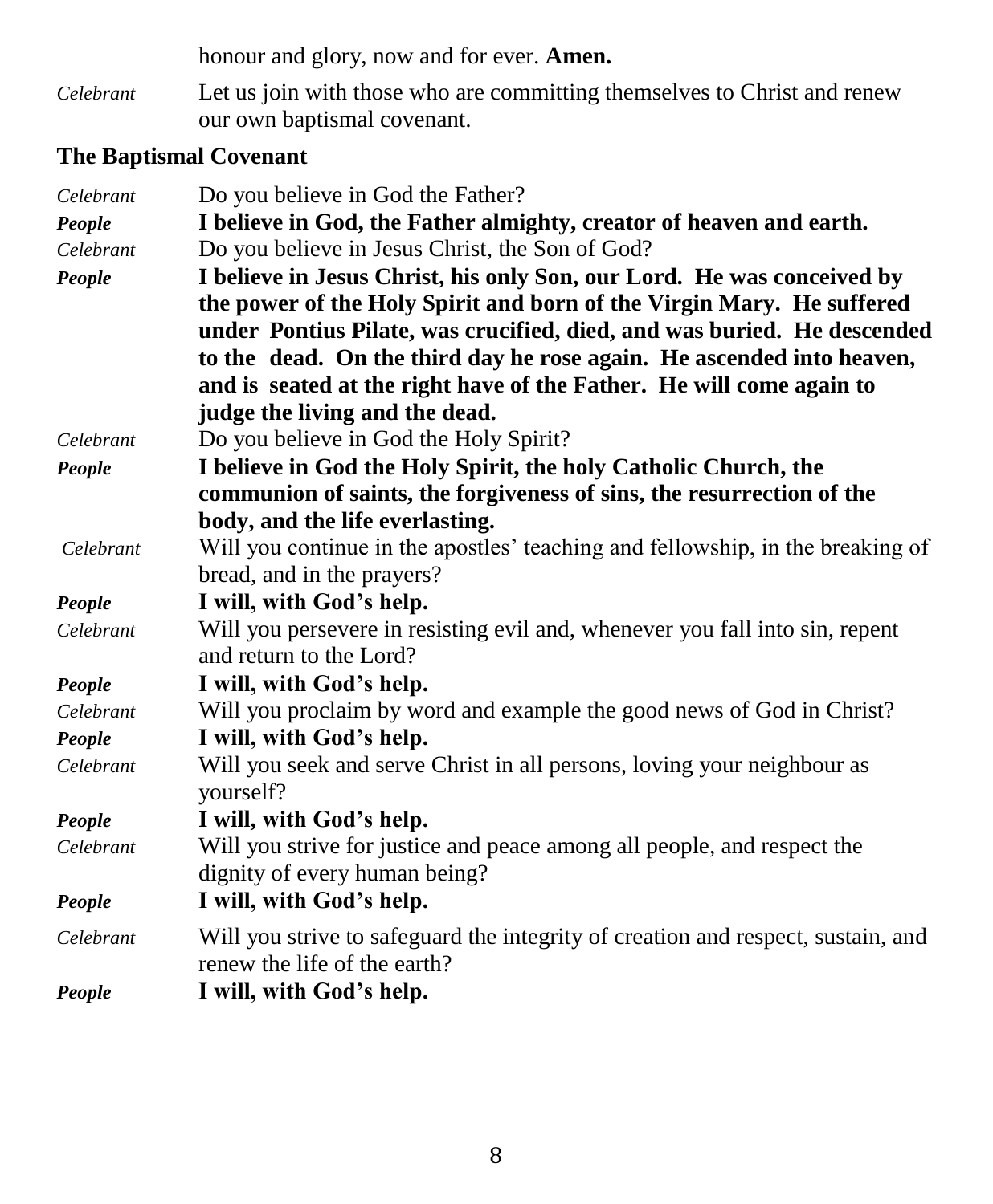honour and glory, now and for ever. **Amen.**

*Celebrant* Let us join with those who are committing themselves to Christ and renew our own baptismal covenant.

**The Baptismal Covenant**

*Celebrant* Do you believe in God the Father?

***People*** **I believe in God, the Father almighty, creator of heaven and earth.**

*Celebrant* Do you believe in Jesus Christ, the Son of God?

***People*** **I believe in Jesus Christ, his only Son, our Lord. He was conceived by the power of the Holy Spirit and born of the Virgin Mary. He suffered under Pontius Pilate, was crucified, died, and was buried. He descended to the dead. On the third day he rose again. He ascended into heaven, and is seated at the right have of the Father. He will come again to judge the living and the dead.**

*Celebrant* Do you believe in God the Holy Spirit?

***People*** **I believe in God the Holy Spirit, the holy Catholic Church, the communion of saints, the forgiveness of sins, the resurrection of the body, and the life everlasting.**

*Celebrant* Will you continue in the apostles' teaching and fellowship, in the breaking of bread, and in the prayers?

***People*** **I will, with God's help.**

*Celebrant* Will you persevere in resisting evil and, whenever you fall into sin, repent and return to the Lord?

***People*** **I will, with God's help.**

*Celebrant* Will you proclaim by word and example the good news of God in Christ?

***People*** **I will, with God's help.**

*Celebrant* Will you seek and serve Christ in all persons, loving your neighbour as yourself?

***People*** **I will, with God's help.**

*Celebrant* Will you strive for justice and peace among all people, and respect the dignity of every human being?

***People*** **I will, with God's help.**

*Celebrant* Will you strive to safeguard the integrity of creation and respect, sustain, and renew the life of the earth?

***People*** **I will, with God's help.**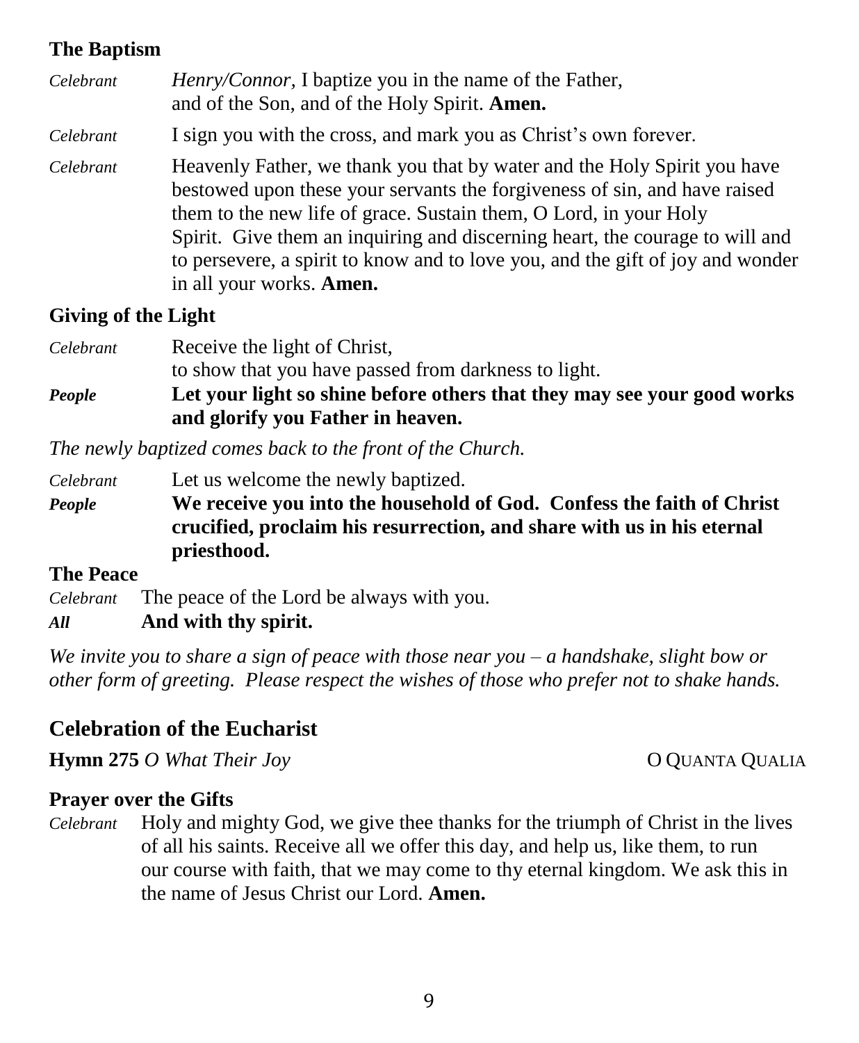### The Baptism

*Celebrant* *Henry/Connor*, I baptize you in the name of the Father, and of the Son, and of the Holy Spirit. **Amen.**

*Celebrant* I sign you with the cross, and mark you as Christ's own forever.

*Celebrant* Heavenly Father, we thank you that by water and the Holy Spirit you have bestowed upon these your servants the forgiveness of sin, and have raised them to the new life of grace. Sustain them, O Lord, in your Holy Spirit. Give them an inquiring and discerning heart, the courage to will and to persevere, a spirit to know and to love you, and the gift of joy and wonder in all your works. **Amen.**

### Giving of the Light

*Celebrant* Receive the light of Christ, to show that you have passed from darkness to light.

***People*** **Let your light so shine before others that they may see your good works and glorify you Father in heaven.**

*The newly baptized comes back to the front of the Church.*

*Celebrant* Let us welcome the newly baptized.

***People*** **We receive you into the household of God. Confess the faith of Christ crucified, proclaim his resurrection, and share with us in his eternal priesthood.**

### The Peace

*Celebrant* The peace of the Lord be always with you.

***All*** **And with thy spirit.**

*We invite you to share a sign of peace with those near you – a handshake, slight bow or other form of greeting. Please respect the wishes of those who prefer not to shake hands.*

## Celebration of the Eucharist

**Hymn 275** *O What Their Joy* O QUANTA QUALIA

### Prayer over the Gifts

*Celebrant* Holy and mighty God, we give thee thanks for the triumph of Christ in the lives of all his saints. Receive all we offer this day, and help us, like them, to run our course with faith, that we may come to thy eternal kingdom. We ask this in the name of Jesus Christ our Lord. **Amen.**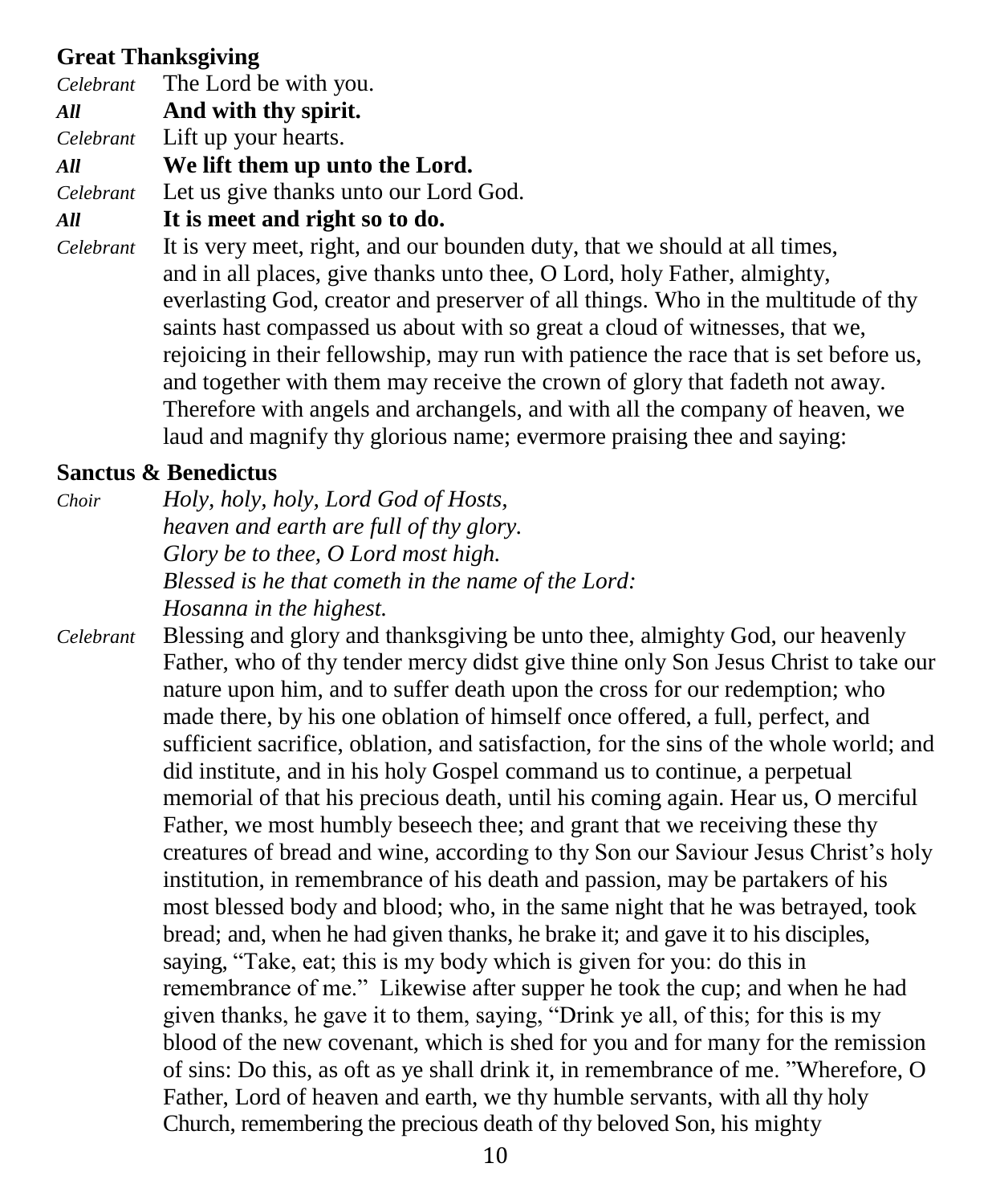**Great Thanksgiving**

*Celebrant* The Lord be with you.

***All*** **And with thy spirit.**

*Celebrant* Lift up your hearts.

***All*** **We lift them up unto the Lord.**

*Celebrant* Let us give thanks unto our Lord God.

***All*** **It is meet and right so to do.**

*Celebrant* It is very meet, right, and our bounden duty, that we should at all times, and in all places, give thanks unto thee, O Lord, holy Father, almighty, everlasting God, creator and preserver of all things. Who in the multitude of thy saints hast compassed us about with so great a cloud of witnesses, that we, rejoicing in their fellowship, may run with patience the race that is set before us, and together with them may receive the crown of glory that fadeth not away. Therefore with angels and archangels, and with all the company of heaven, we laud and magnify thy glorious name; evermore praising thee and saying:

**Sanctus & Benedictus**

*Choir* *Holy, holy, holy, Lord God of Hosts,*
*heaven and earth are full of thy glory.*
*Glory be to thee, O Lord most high.*
*Blessed is he that cometh in the name of the Lord:*
*Hosanna in the highest.*

*Celebrant* Blessing and glory and thanksgiving be unto thee, almighty God, our heavenly Father, who of thy tender mercy didst give thine only Son Jesus Christ to take our nature upon him, and to suffer death upon the cross for our redemption; who made there, by his one oblation of himself once offered, a full, perfect, and sufficient sacrifice, oblation, and satisfaction, for the sins of the whole world; and did institute, and in his holy Gospel command us to continue, a perpetual memorial of that his precious death, until his coming again. Hear us, O merciful Father, we most humbly beseech thee; and grant that we receiving these thy creatures of bread and wine, according to thy Son our Saviour Jesus Christ's holy institution, in remembrance of his death and passion, may be partakers of his most blessed body and blood; who, in the same night that he was betrayed, took bread; and, when he had given thanks, he brake it; and gave it to his disciples, saying, "Take, eat; this is my body which is given for you: do this in remembrance of me." Likewise after supper he took the cup; and when he had given thanks, he gave it to them, saying, "Drink ye all, of this; for this is my blood of the new covenant, which is shed for you and for many for the remission of sins: Do this, as oft as ye shall drink it, in remembrance of me. "Wherefore, O Father, Lord of heaven and earth, we thy humble servants, with all thy holy Church, remembering the precious death of thy beloved Son, his mighty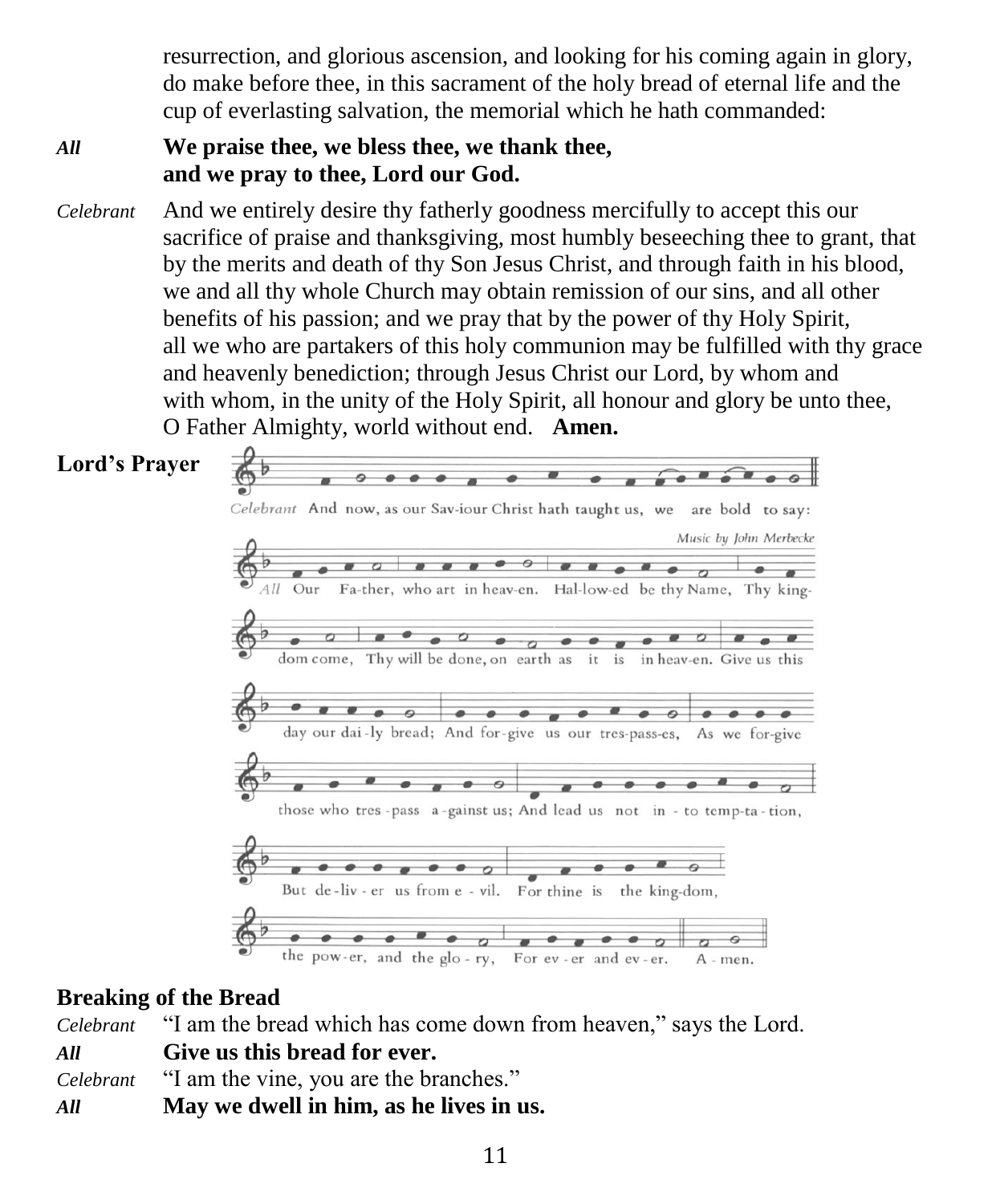resurrection, and glorious ascension, and looking for his coming again in glory, do make before thee, in this sacrament of the holy bread of eternal life and the cup of everlasting salvation, the memorial which he hath commanded:

*All* **We praise thee, we bless thee, we thank thee, and we pray to thee, Lord our God.**

*Celebrant* And we entirely desire thy fatherly goodness mercifully to accept this our sacrifice of praise and thanksgiving, most humbly beseeching thee to grant, that by the merits and death of thy Son Jesus Christ, and through faith in his blood, we and all thy whole Church may obtain remission of our sins, and all other benefits of his passion; and we pray that by the power of thy Holy Spirit, all we who are partakers of this holy communion may be fulfilled with thy grace and heavenly benediction; through Jesus Christ our Lord, by whom and with whom, in the unity of the Holy Spirit, all honour and glory be unto thee, O Father Almighty, world without end. **Amen.**

**Lord's Prayer**

*Celebrant* And now, as our Sav-iour Christ hath taught us, we are bold to say:

*Music by John Merbecke*

*All* Our Fa-ther, who art in heav-en. Hal-low-ed be thy Name, Thy king-dom come, Thy will be done, on earth as it is in heav-en. Give us this day our dai-ly bread; And for-give us our tres-pass-es, As we for-give those who tres-pass a-gainst us; And lead us not in-to temp-ta-tion, But de-liv-er us from e-vil. For thine is the king-dom, the pow-er, and the glo-ry, For ev-er and ev-er. A-men.

**Breaking of the Bread**

*Celebrant* "I am the bread which has come down from heaven," says the Lord.

*All* **Give us this bread for ever.**

*Celebrant* "I am the vine, you are the branches."

*All* **May we dwell in him, as he lives in us.**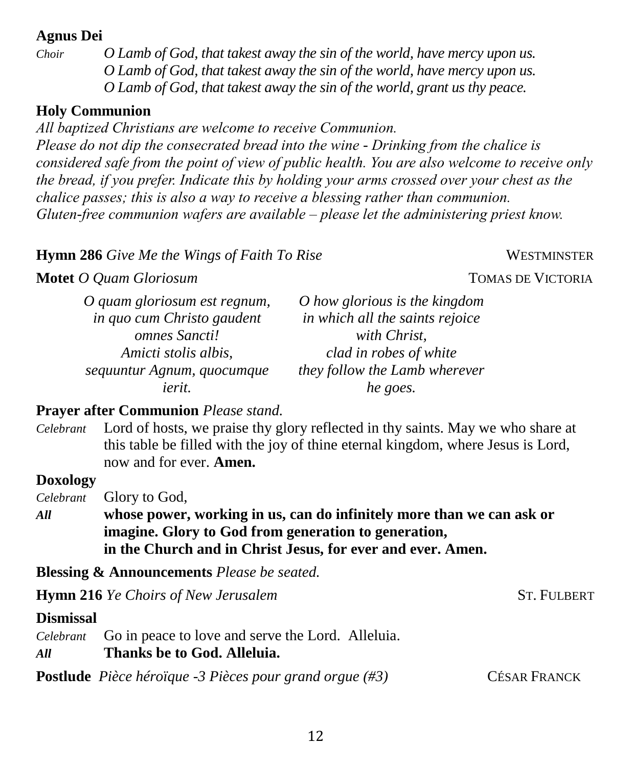**Agnus Dei**

*Choir* *O Lamb of God, that takest away the sin of the world, have mercy upon us.*
*O Lamb of God, that takest away the sin of the world, have mercy upon us.*
*O Lamb of God, that takest away the sin of the world, grant us thy peace.*

**Holy Communion**

*All baptized Christians are welcome to receive Communion.*
*Please do not dip the consecrated bread into the wine - Drinking from the chalice is considered safe from the point of view of public health. You are also welcome to receive only the bread, if you prefer. Indicate this by holding your arms crossed over your chest as the chalice passes; this is also a way to receive a blessing rather than communion.*
*Gluten-free communion wafers are available – please let the administering priest know.*

**Hymn 286** *Give Me the Wings of Faith To Rise* WESTMINSTER

**Motet** *O Quam Gloriosum* TOMAS DE VICTORIA

| | |
|---|---|
| *O quam gloriosum est regnum,* | *O how glorious is the kingdom* |
| *in quo cum Christo gaudent* | *in which all the saints rejoice* |
| *omnes Sancti!* | *with Christ,* |
| *Amicti stolis albis,* | *clad in robes of white* |
| *sequuntur Agnum, quocumque* | *they follow the Lamb wherever* |
| *ierit.* | *he goes.* |

**Prayer after Communion** *Please stand.*

*Celebrant* Lord of hosts, we praise thy glory reflected in thy saints. May we who share at this table be filled with the joy of thine eternal kingdom, where Jesus is Lord, now and for ever. **Amen.**

**Doxology**

*Celebrant* Glory to God,
***All*** **whose power, working in us, can do infinitely more than we can ask or imagine. Glory to God from generation to generation, in the Church and in Christ Jesus, for ever and ever. Amen.**

**Blessing & Announcements** *Please be seated.*

**Hymn 216** *Ye Choirs of New Jerusalem* ST. FULBERT

**Dismissal**

*Celebrant* Go in peace to love and serve the Lord. Alleluia.
***All*** **Thanks be to God. Alleluia.**

**Postlude** *Pièce héroïque -3 Pièces pour grand orgue (#3)* CÉSAR FRANCK